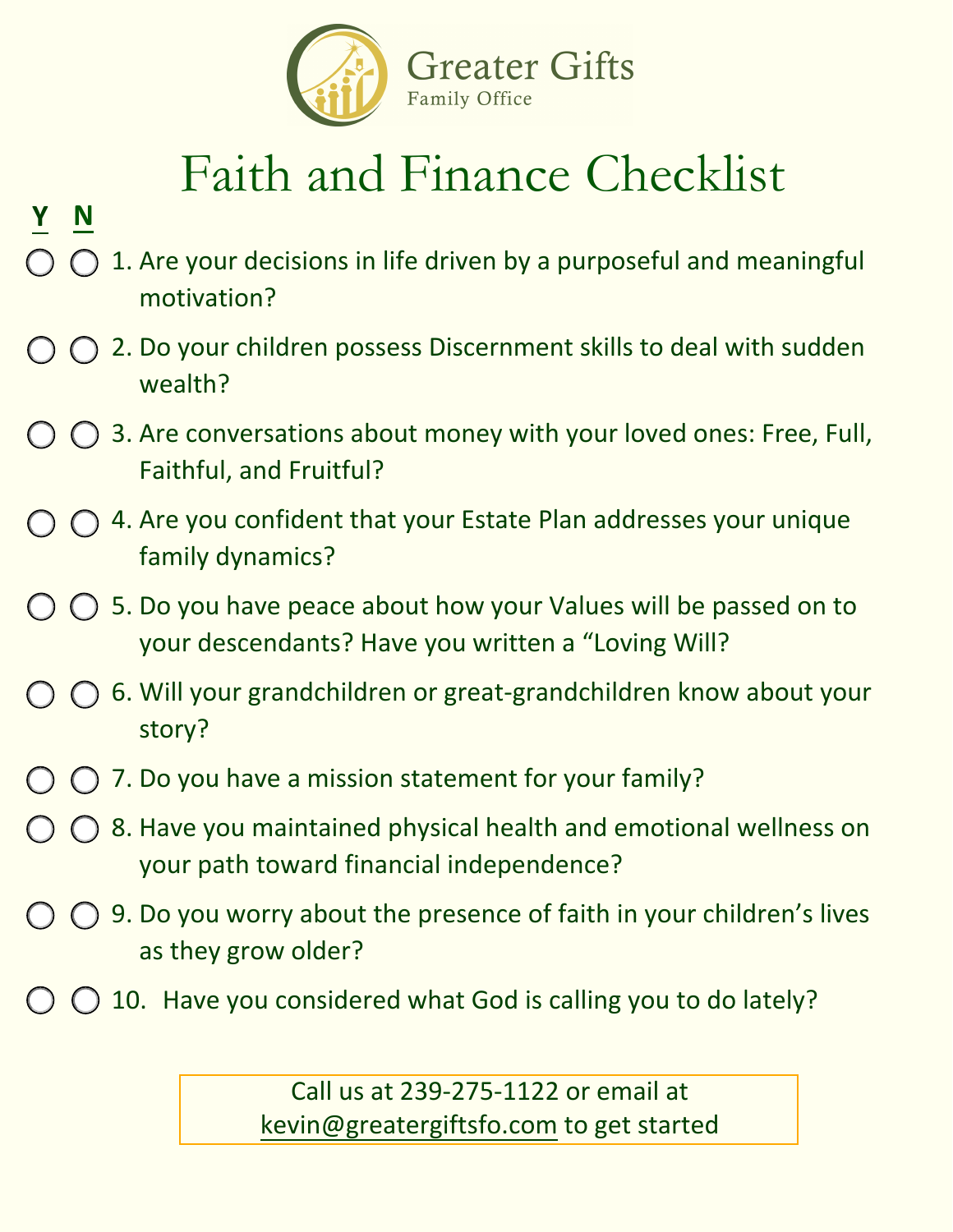Greater Gifts
Family Office

# Faith and Finance Checklist

**Y** **N**

○ ○ 1. Are your decisions in life driven by a purposeful and meaningful motivation?

○ ○ 2. Do your children possess Discernment skills to deal with sudden wealth?

○ ○ 3. Are conversations about money with your loved ones: Free, Full, Faithful, and Fruitful?

○ ○ 4. Are you confident that your Estate Plan addresses your unique family dynamics?

○ ○ 5. Do you have peace about how your Values will be passed on to your descendants? Have you written a "Loving Will?

○ ○ 6. Will your grandchildren or great-grandchildren know about your story?

○ ○ 7. Do you have a mission statement for your family?

○ ○ 8. Have you maintained physical health and emotional wellness on your path toward financial independence?

○ ○ 9. Do you worry about the presence of faith in your children's lives as they grow older?

○ ○ 10. Have you considered what God is calling you to do lately?

Call us at 239-275-1122 or email at kevin@greatergiftsfo.com to get started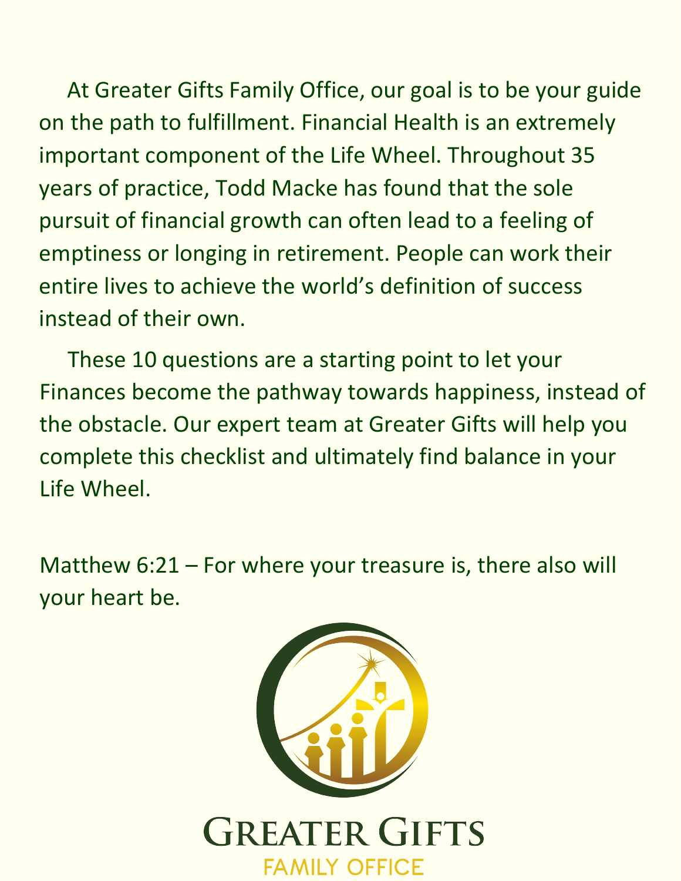At Greater Gifts Family Office, our goal is to be your guide on the path to fulfillment. Financial Health is an extremely important component of the Life Wheel. Throughout 35 years of practice, Todd Macke has found that the sole pursuit of financial growth can often lead to a feeling of emptiness or longing in retirement. People can work their entire lives to achieve the world's definition of success instead of their own.

These 10 questions are a starting point to let your Finances become the pathway towards happiness, instead of the obstacle. Our expert team at Greater Gifts will help you complete this checklist and ultimately find balance in your Life Wheel.

Matthew 6:21 – For where your treasure is, there also will your heart be.

GREATER GIFTS

FAMILY OFFICE